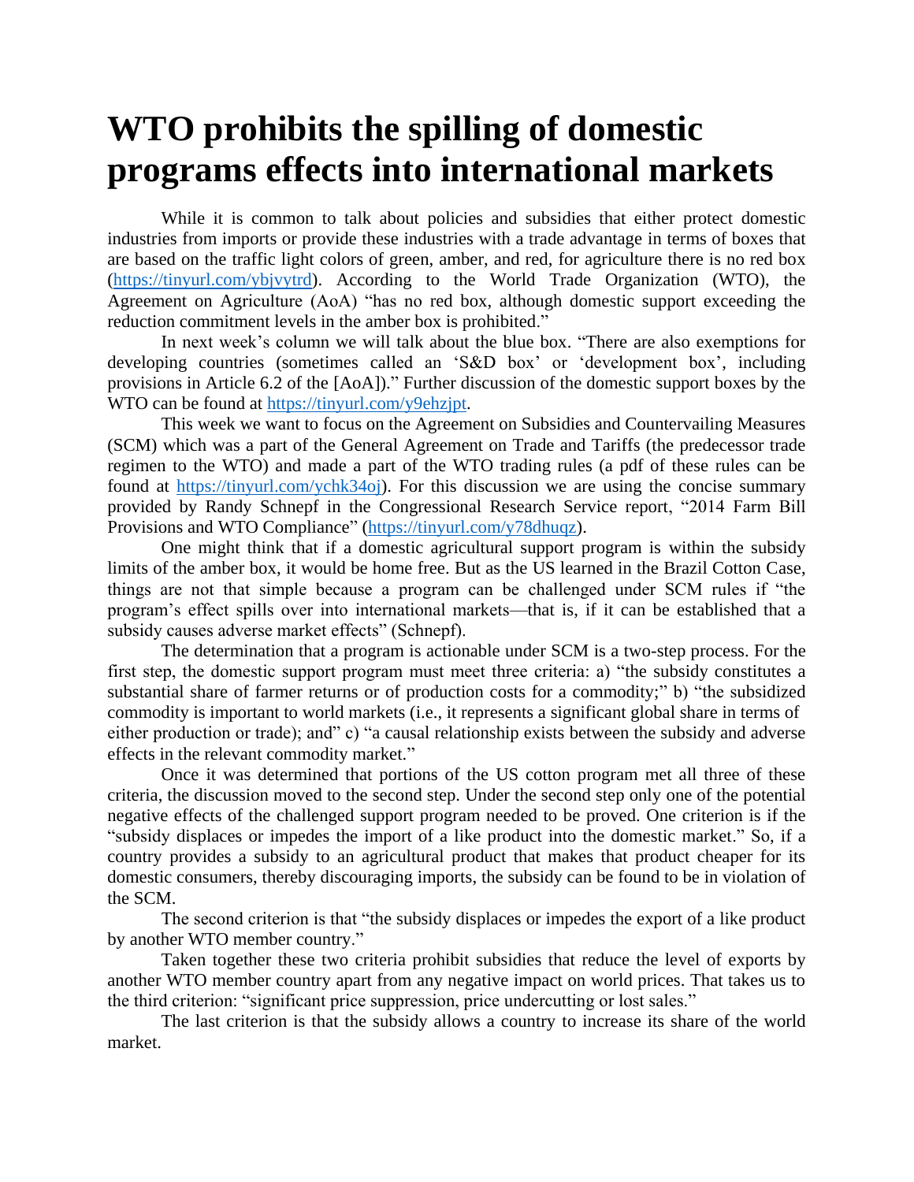# WTO prohibits the spilling of domestic programs effects into international markets

While it is common to talk about policies and subsidies that either protect domestic industries from imports or provide these industries with a trade advantage in terms of boxes that are based on the traffic light colors of green, amber, and red, for agriculture there is no red box (https://tinyurl.com/ybjvytrd). According to the World Trade Organization (WTO), the Agreement on Agriculture (AoA) "has no red box, although domestic support exceeding the reduction commitment levels in the amber box is prohibited."

In next week's column we will talk about the blue box. "There are also exemptions for developing countries (sometimes called an 'S&D box' or 'development box', including provisions in Article 6.2 of the [AoA])." Further discussion of the domestic support boxes by the WTO can be found at https://tinyurl.com/y9ehzjpt.

This week we want to focus on the Agreement on Subsidies and Countervailing Measures (SCM) which was a part of the General Agreement on Trade and Tariffs (the predecessor trade regimen to the WTO) and made a part of the WTO trading rules (a pdf of these rules can be found at https://tinyurl.com/ychk34oj). For this discussion we are using the concise summary provided by Randy Schnepf in the Congressional Research Service report, "2014 Farm Bill Provisions and WTO Compliance" (https://tinyurl.com/y78dhuqz).

One might think that if a domestic agricultural support program is within the subsidy limits of the amber box, it would be home free. But as the US learned in the Brazil Cotton Case, things are not that simple because a program can be challenged under SCM rules if "the program's effect spills over into international markets—that is, if it can be established that a subsidy causes adverse market effects" (Schnepf).

The determination that a program is actionable under SCM is a two-step process. For the first step, the domestic support program must meet three criteria: a) "the subsidy constitutes a substantial share of farmer returns or of production costs for a commodity;" b) "the subsidized commodity is important to world markets (i.e., it represents a significant global share in terms of either production or trade); and" c) "a causal relationship exists between the subsidy and adverse effects in the relevant commodity market."

Once it was determined that portions of the US cotton program met all three of these criteria, the discussion moved to the second step. Under the second step only one of the potential negative effects of the challenged support program needed to be proved. One criterion is if the "subsidy displaces or impedes the import of a like product into the domestic market." So, if a country provides a subsidy to an agricultural product that makes that product cheaper for its domestic consumers, thereby discouraging imports, the subsidy can be found to be in violation of the SCM.

The second criterion is that "the subsidy displaces or impedes the export of a like product by another WTO member country."

Taken together these two criteria prohibit subsidies that reduce the level of exports by another WTO member country apart from any negative impact on world prices. That takes us to the third criterion: "significant price suppression, price undercutting or lost sales."

The last criterion is that the subsidy allows a country to increase its share of the world market.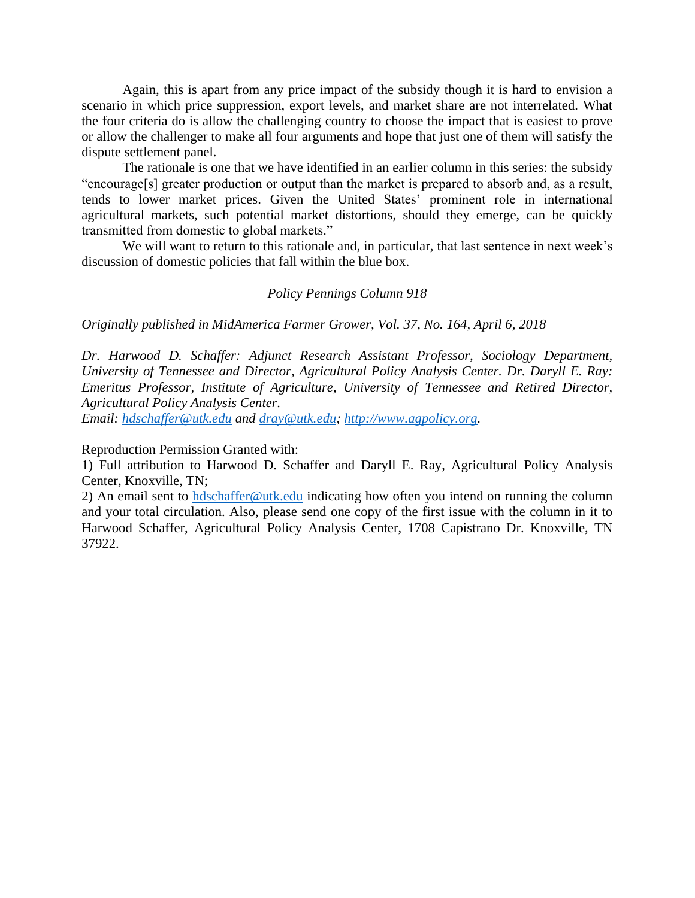Again, this is apart from any price impact of the subsidy though it is hard to envision a scenario in which price suppression, export levels, and market share are not interrelated. What the four criteria do is allow the challenging country to choose the impact that is easiest to prove or allow the challenger to make all four arguments and hope that just one of them will satisfy the dispute settlement panel.

The rationale is one that we have identified in an earlier column in this series: the subsidy "encourage[s] greater production or output than the market is prepared to absorb and, as a result, tends to lower market prices. Given the United States' prominent role in international agricultural markets, such potential market distortions, should they emerge, can be quickly transmitted from domestic to global markets."

We will want to return to this rationale and, in particular, that last sentence in next week's discussion of domestic policies that fall within the blue box.

*Policy Pennings Column 918*

*Originally published in MidAmerica Farmer Grower, Vol. 37, No. 164, April 6, 2018*

*Dr. Harwood D. Schaffer: Adjunct Research Assistant Professor, Sociology Department, University of Tennessee and Director, Agricultural Policy Analysis Center. Dr. Daryll E. Ray: Emeritus Professor, Institute of Agriculture, University of Tennessee and Retired Director, Agricultural Policy Analysis Center.*
*Email: hdschaffer@utk.edu and dray@utk.edu; http://www.agpolicy.org.*

Reproduction Permission Granted with:
1) Full attribution to Harwood D. Schaffer and Daryll E. Ray, Agricultural Policy Analysis Center, Knoxville, TN;
2) An email sent to hdschaffer@utk.edu indicating how often you intend on running the column and your total circulation. Also, please send one copy of the first issue with the column in it to Harwood Schaffer, Agricultural Policy Analysis Center, 1708 Capistrano Dr. Knoxville, TN 37922.